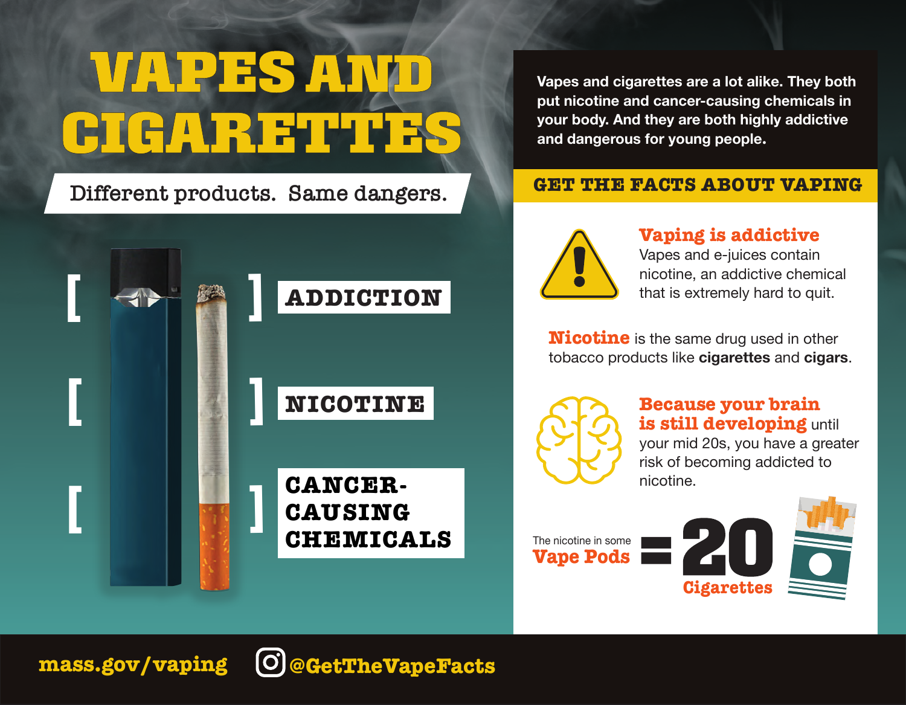# VAPES AND CIGARETTES

Different products. Same dangers.

- ADDICTION
- NICOTINE
- CANCER-CAUSING CHEMICALS

**Vapes and cigarettes are a lot alike. They both put nicotine and cancer-causing chemicals in your body. And they are both highly addictive and dangerous for young people.**

## GET THE FACTS ABOUT VAPING

**Vaping is addictive**
Vapes and e-juices contain nicotine, an addictive chemical that is extremely hard to quit.

**Nicotine** is the same drug used in other tobacco products like **cigarettes** and **cigars**.

**Because your brain is still developing** until your mid 20s, you have a greater risk of becoming addicted to nicotine.

The nicotine in some **Vape Pods** = **20 Cigarettes**

mass.gov/vaping

@GetTheVapeFacts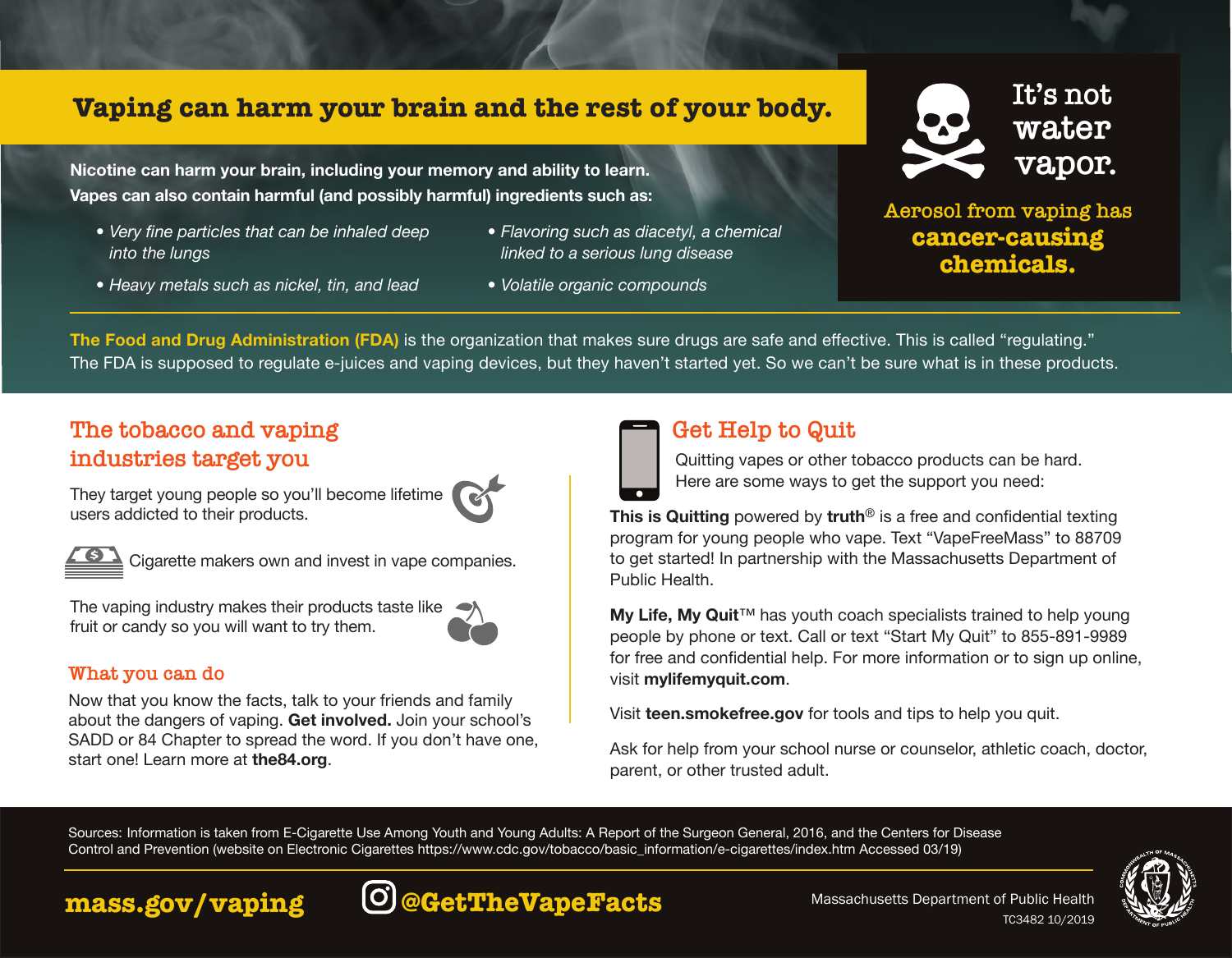## Vaping can harm your brain and the rest of your body.

**Nicotine can harm your brain, including your memory and ability to learn.**
**Vapes can also contain harmful (and possibly harmful) ingredients such as:**

- *Very fine particles that can be inhaled deep into the lungs*
- *Heavy metals such as nickel, tin, and lead*
- *Flavoring such as diacetyl, a chemical linked to a serious lung disease*
- *Volatile organic compounds*

## It's not water vapor.

**Aerosol from vaping has cancer-causing chemicals.**

**The Food and Drug Administration (FDA)** is the organization that makes sure drugs are safe and effective. This is called "regulating." The FDA is supposed to regulate e-juices and vaping devices, but they haven't started yet. So we can't be sure what is in these products.

## The tobacco and vaping industries target you

They target young people so you'll become lifetime users addicted to their products.

Cigarette makers own and invest in vape companies.

The vaping industry makes their products taste like fruit or candy so you will want to try them.

### What you can do

Now that you know the facts, talk to your friends and family about the dangers of vaping. **Get involved.** Join your school's SADD or 84 Chapter to spread the word. If you don't have one, start one! Learn more at **the84.org**.

## Get Help to Quit

Quitting vapes or other tobacco products can be hard. Here are some ways to get the support you need:

**This is Quitting** powered by **truth**® is a free and confidential texting program for young people who vape. Text "VapeFreeMass" to 88709 to get started! In partnership with the Massachusetts Department of Public Health.

**My Life, My Quit**™ has youth coach specialists trained to help young people by phone or text. Call or text "Start My Quit" to 855-891-9989 for free and confidential help. For more information or to sign up online, visit **mylifemyquit.com**.

Visit **teen.smokefree.gov** for tools and tips to help you quit.

Ask for help from your school nurse or counselor, athletic coach, doctor, parent, or other trusted adult.

Sources: Information is taken from E-Cigarette Use Among Youth and Young Adults: A Report of the Surgeon General, 2016, and the Centers for Disease Control and Prevention (website on Electronic Cigarettes https://www.cdc.gov/tobacco/basic_information/e-cigarettes/index.htm Accessed 03/19)

**mass.gov/vaping**

**@GetTheVapeFacts**

Massachusetts Department of Public Health
TC3482 10/2019